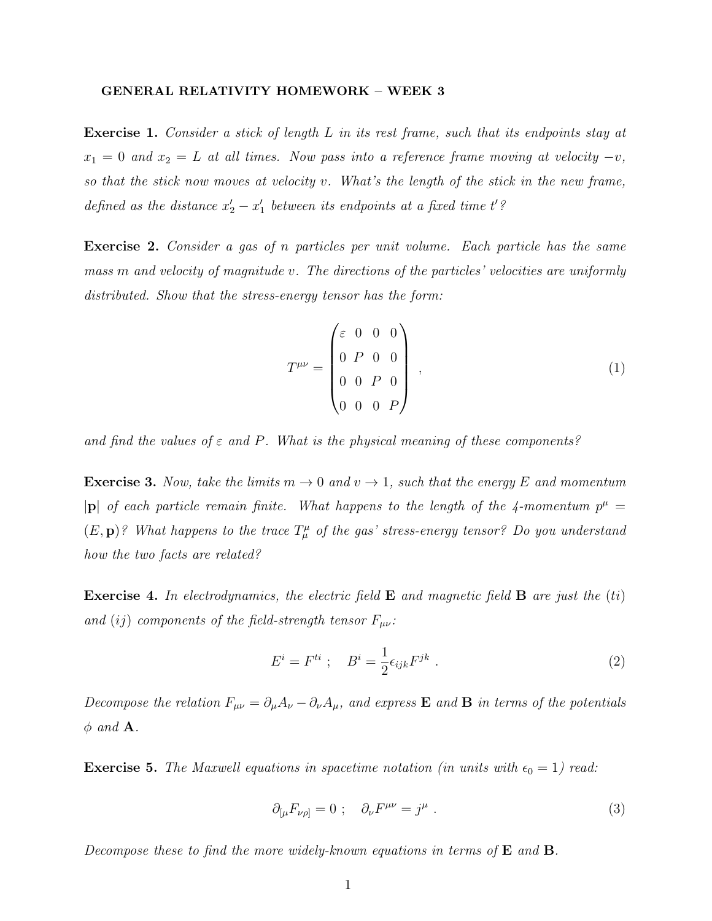**GENERAL RELATIVITY HOMEWORK – WEEK 3**

**Exercise 1.** *Consider a stick of length $L$ in its rest frame, such that its endpoints stay at $x_1 = 0$ and $x_2 = L$ at all times. Now pass into a reference frame moving at velocity $-v$, so that the stick now moves at velocity $v$. What's the length of the stick in the new frame, defined as the distance $x'_2 - x'_1$ between its endpoints at a fixed time $t'$?*

**Exercise 2.** *Consider a gas of $n$ particles per unit volume. Each particle has the same mass $m$ and velocity of magnitude $v$. The directions of the particles' velocities are uniformly distributed. Show that the stress-energy tensor has the form:*

$$T^{\mu\nu} = \begin{pmatrix} \varepsilon & 0 & 0 & 0 \\ 0 & P & 0 & 0 \\ 0 & 0 & P & 0 \\ 0 & 0 & 0 & P \end{pmatrix} , \tag{1}$$

*and find the values of $\varepsilon$ and $P$. What is the physical meaning of these components?*

**Exercise 3.** *Now, take the limits $m \to 0$ and $v \to 1$, such that the energy $E$ and momentum $|\mathbf{p}|$ of each particle remain finite. What happens to the length of the 4-momentum $p^\mu = (E, \mathbf{p})$? What happens to the trace $T^\mu_\mu$ of the gas' stress-energy tensor? Do you understand how the two facts are related?*

**Exercise 4.** *In electrodynamics, the electric field $\mathbf{E}$ and magnetic field $\mathbf{B}$ are just the $(ti)$ and $(ij)$ components of the field-strength tensor $F_{\mu\nu}$:*

$$E^i = F^{ti} \; ; \quad B^i = \frac{1}{2}\epsilon_{ijk} F^{jk} \; . \tag{2}$$

*Decompose the relation $F_{\mu\nu} = \partial_\mu A_\nu - \partial_\nu A_\mu$, and express $\mathbf{E}$ and $\mathbf{B}$ in terms of the potentials $\phi$ and $\mathbf{A}$.*

**Exercise 5.** *The Maxwell equations in spacetime notation (in units with $\epsilon_0 = 1$) read:*

$$\partial_{[\mu} F_{\nu\rho]} = 0 \; ; \quad \partial_\nu F^{\mu\nu} = j^\mu \; . \tag{3}$$

*Decompose these to find the more widely-known equations in terms of $\mathbf{E}$ and $\mathbf{B}$.*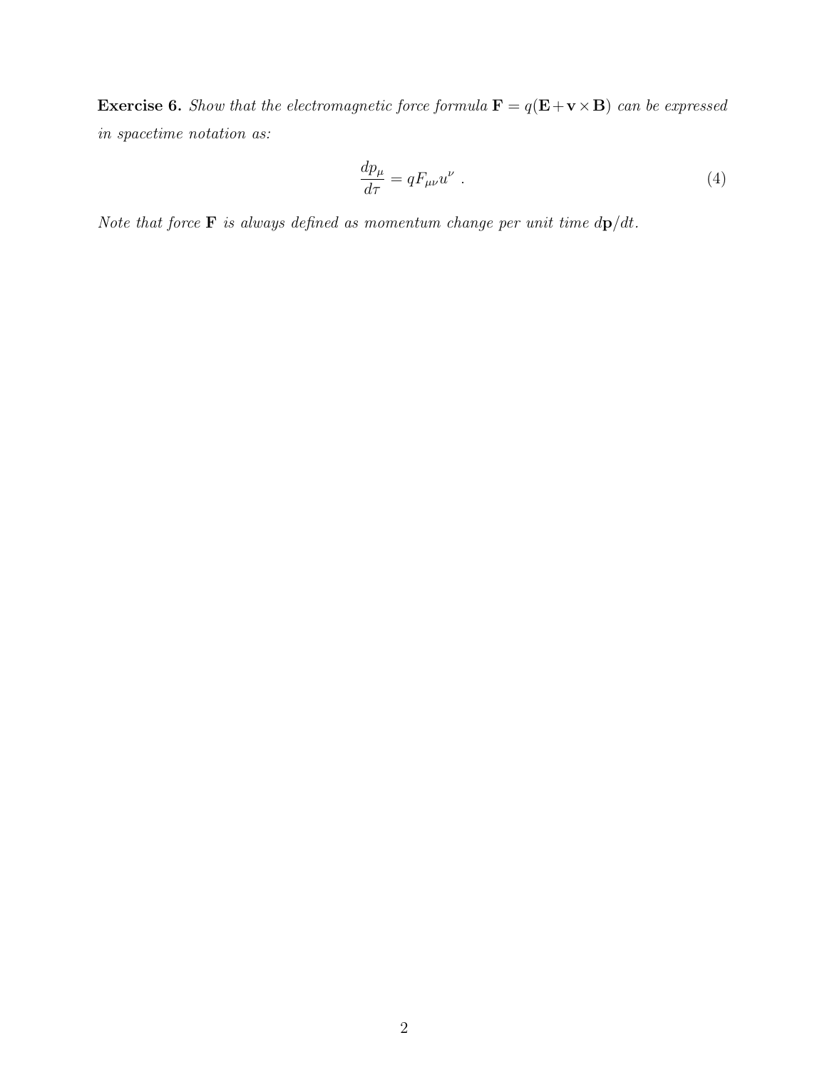**Exercise 6.** *Show that the electromagnetic force formula $\mathbf{F} = q(\mathbf{E} + \mathbf{v} \times \mathbf{B})$ can be expressed in spacetime notation as:*

$$\frac{dp_\mu}{d\tau} = qF_{\mu\nu}u^\nu \ . \tag{4}$$

*Note that force $\mathbf{F}$ is always defined as momentum change per unit time $d\mathbf{p}/dt$.*